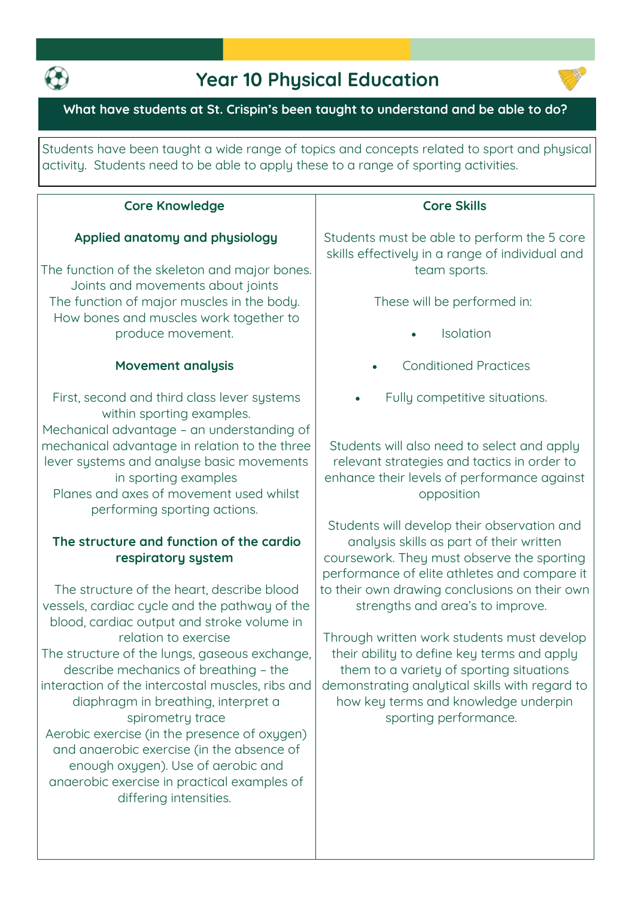# Year 10 Physical Education

## What have students at St. Crispin's been taught to understand and be able to do?

Students have been taught a wide range of topics and concepts related to sport and physical activity. Students need to be able to apply these to a range of sporting activities.

### Core Knowledge

**Applied anatomy and physiology**

The function of the skeleton and major bones.
Joints and movements about joints
The function of major muscles in the body.
How bones and muscles work together to produce movement.

**Movement analysis**

First, second and third class lever systems within sporting examples.
Mechanical advantage – an understanding of mechanical advantage in relation to the three lever systems and analyse basic movements in sporting examples
Planes and axes of movement used whilst performing sporting actions.

**The structure and function of the cardio respiratory system**

The structure of the heart, describe blood vessels, cardiac cycle and the pathway of the blood, cardiac output and stroke volume in relation to exercise
The structure of the lungs, gaseous exchange, describe mechanics of breathing – the interaction of the intercostal muscles, ribs and diaphragm in breathing, interpret a spirometry trace
Aerobic exercise (in the presence of oxygen) and anaerobic exercise (in the absence of enough oxygen). Use of aerobic and anaerobic exercise in practical examples of differing intensities.

### Core Skills

Students must be able to perform the 5 core skills effectively in a range of individual and team sports.

These will be performed in:

- Isolation
- Conditioned Practices
- Fully competitive situations.

Students will also need to select and apply relevant strategies and tactics in order to enhance their levels of performance against opposition

Students will develop their observation and analysis skills as part of their written coursework. They must observe the sporting performance of elite athletes and compare it to their own drawing conclusions on their own strengths and area's to improve.

Through written work students must develop their ability to define key terms and apply them to a variety of sporting situations demonstrating analytical skills with regard to how key terms and knowledge underpin sporting performance.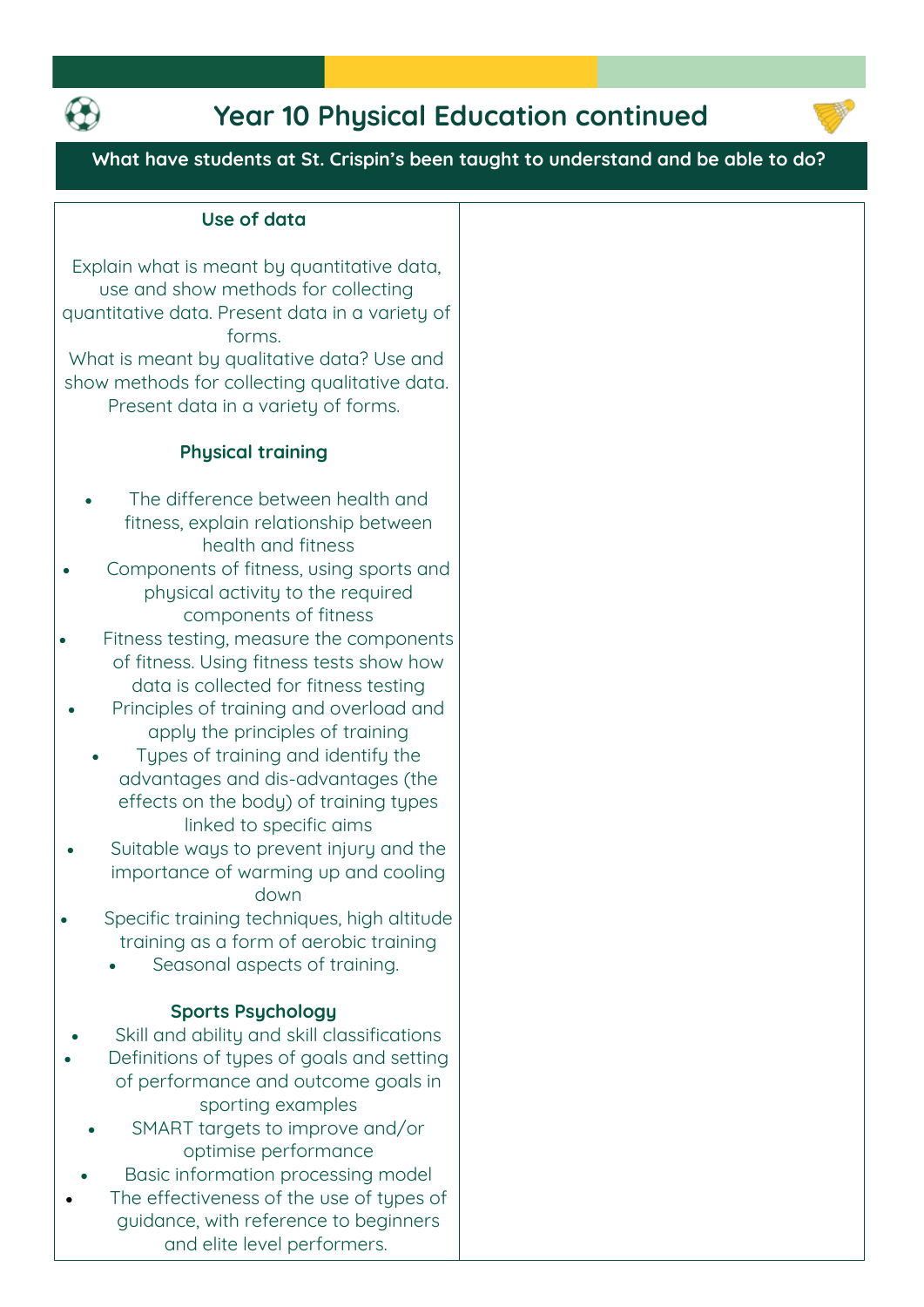# Year 10 Physical Education continued

**What have students at St. Crispin's been taught to understand and be able to do?**

### Use of data

Explain what is meant by quantitative data, use and show methods for collecting quantitative data. Present data in a variety of forms.
What is meant by qualitative data? Use and show methods for collecting qualitative data. Present data in a variety of forms.

### Physical training

- The difference between health and fitness, explain relationship between health and fitness
- Components of fitness, using sports and physical activity to the required components of fitness
- Fitness testing, measure the components of fitness. Using fitness tests show how data is collected for fitness testing
- Principles of training and overload and apply the principles of training
- Types of training and identify the advantages and dis-advantages (the effects on the body) of training types linked to specific aims
- Suitable ways to prevent injury and the importance of warming up and cooling down
- Specific training techniques, high altitude training as a form of aerobic training
- Seasonal aspects of training.

### Sports Psychology

- Skill and ability and skill classifications
- Definitions of types of goals and setting of performance and outcome goals in sporting examples
- SMART targets to improve and/or optimise performance
- Basic information processing model
- The effectiveness of the use of types of guidance, with reference to beginners and elite level performers.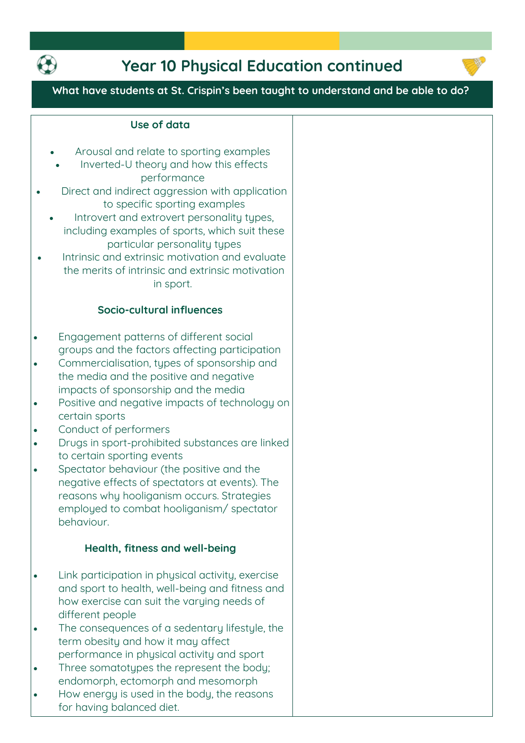# Year 10 Physical Education continued

**What have students at St. Crispin's been taught to understand and be able to do?**

### Use of data

- Arousal and relate to sporting examples
- Inverted-U theory and how this effects performance
- Direct and indirect aggression with application to specific sporting examples
- Introvert and extrovert personality types, including examples of sports, which suit these particular personality types
- Intrinsic and extrinsic motivation and evaluate the merits of intrinsic and extrinsic motivation in sport.

### Socio-cultural influences

- Engagement patterns of different social groups and the factors affecting participation
- Commercialisation, types of sponsorship and the media and the positive and negative impacts of sponsorship and the media
- Positive and negative impacts of technology on certain sports
- Conduct of performers
- Drugs in sport-prohibited substances are linked to certain sporting events
- Spectator behaviour (the positive and the negative effects of spectators at events). The reasons why hooliganism occurs. Strategies employed to combat hooliganism/ spectator behaviour.

### Health, fitness and well-being

- Link participation in physical activity, exercise and sport to health, well-being and fitness and how exercise can suit the varying needs of different people
- The consequences of a sedentary lifestyle, the term obesity and how it may affect performance in physical activity and sport
- Three somatotypes the represent the body; endomorph, ectomorph and mesomorph
- How energy is used in the body, the reasons for having balanced diet.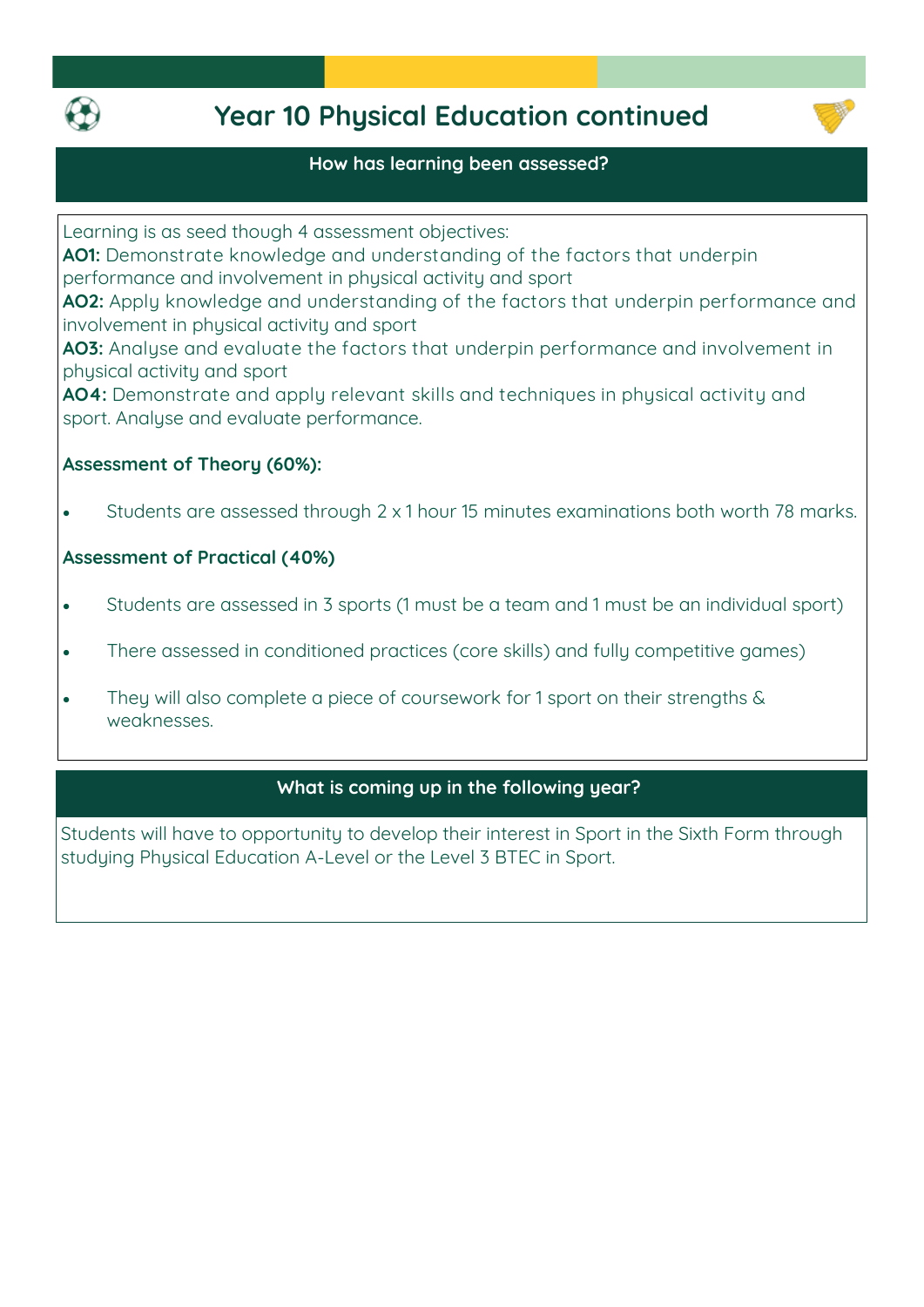# Year 10 Physical Education continued

## How has learning been assessed?

Learning is as seed though 4 assessment objectives:
**AO1:** Demonstrate knowledge and understanding of the factors that underpin performance and involvement in physical activity and sport
**AO2:** Apply knowledge and understanding of the factors that underpin performance and involvement in physical activity and sport
**AO3:** Analyse and evaluate the factors that underpin performance and involvement in physical activity and sport
**AO4:** Demonstrate and apply relevant skills and techniques in physical activity and sport. Analyse and evaluate performance.

**Assessment of Theory (60%):**

- Students are assessed through 2 x 1 hour 15 minutes examinations both worth 78 marks.

**Assessment of Practical (40%)**

- Students are assessed in 3 sports (1 must be a team and 1 must be an individual sport)
- There assessed in conditioned practices (core skills) and fully competitive games)
- They will also complete a piece of coursework for 1 sport on their strengths & weaknesses.

## What is coming up in the following year?

Students will have to opportunity to develop their interest in Sport in the Sixth Form through studying Physical Education A-Level or the Level 3 BTEC in Sport.